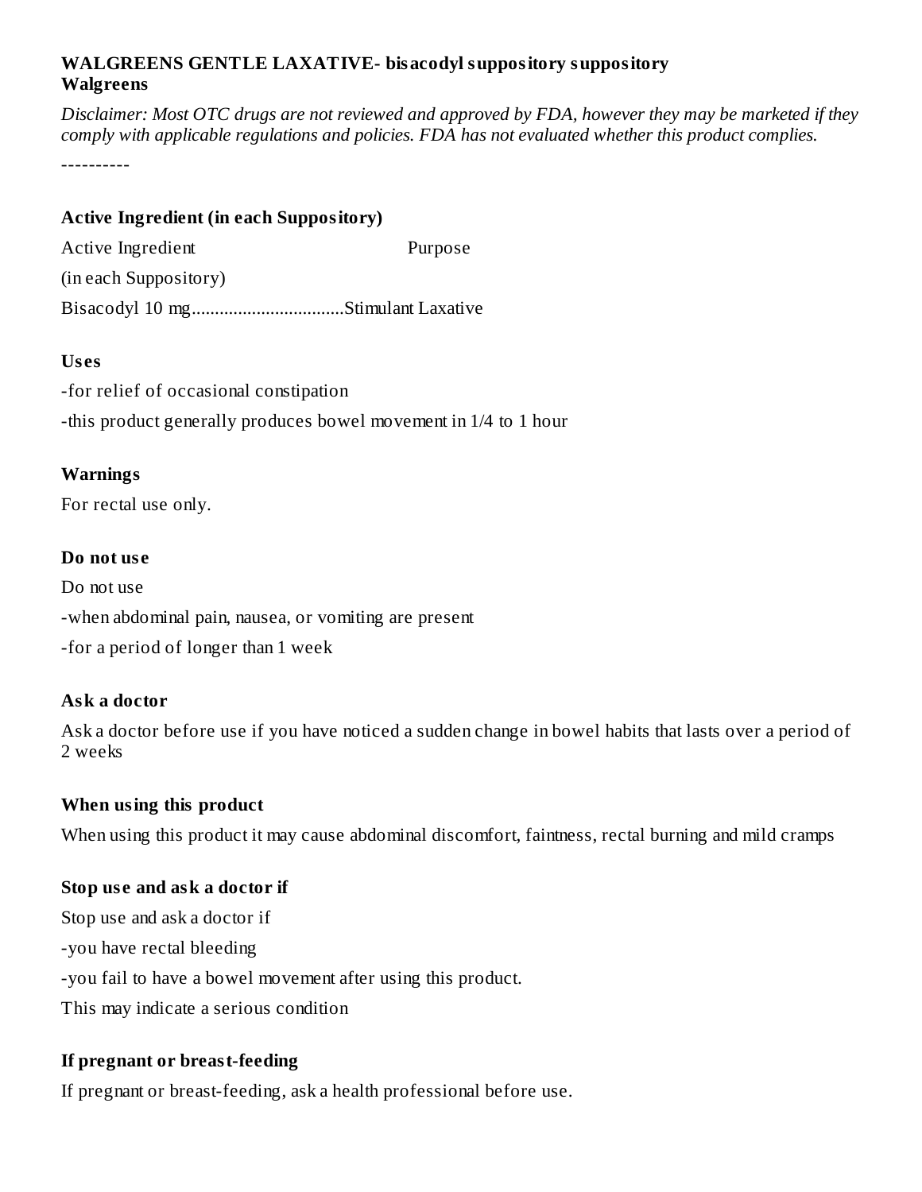**WALGREENS GENTLE LAXATIVE- bisacodyl suppository suppository**
**Walgreens**

*Disclaimer: Most OTC drugs are not reviewed and approved by FDA, however they may be marketed if they comply with applicable regulations and policies. FDA has not evaluated whether this product complies.*

----------

### Active Ingredient (in each Suppository)

Active Ingredient Purpose

(in each Suppository)

Bisacodyl 10 mg.................................Stimulant Laxative

### Uses

-for relief of occasional constipation

-this product generally produces bowel movement in 1/4 to 1 hour

### Warnings

For rectal use only.

### Do not use

Do not use

-when abdominal pain, nausea, or vomiting are present

-for a period of longer than 1 week

### Ask a doctor

Ask a doctor before use if you have noticed a sudden change in bowel habits that lasts over a period of 2 weeks

### When using this product

When using this product it may cause abdominal discomfort, faintness, rectal burning and mild cramps

### Stop use and ask a doctor if

Stop use and ask a doctor if

-you have rectal bleeding

-you fail to have a bowel movement after using this product.

This may indicate a serious condition

### If pregnant or breast-feeding

If pregnant or breast-feeding, ask a health professional before use.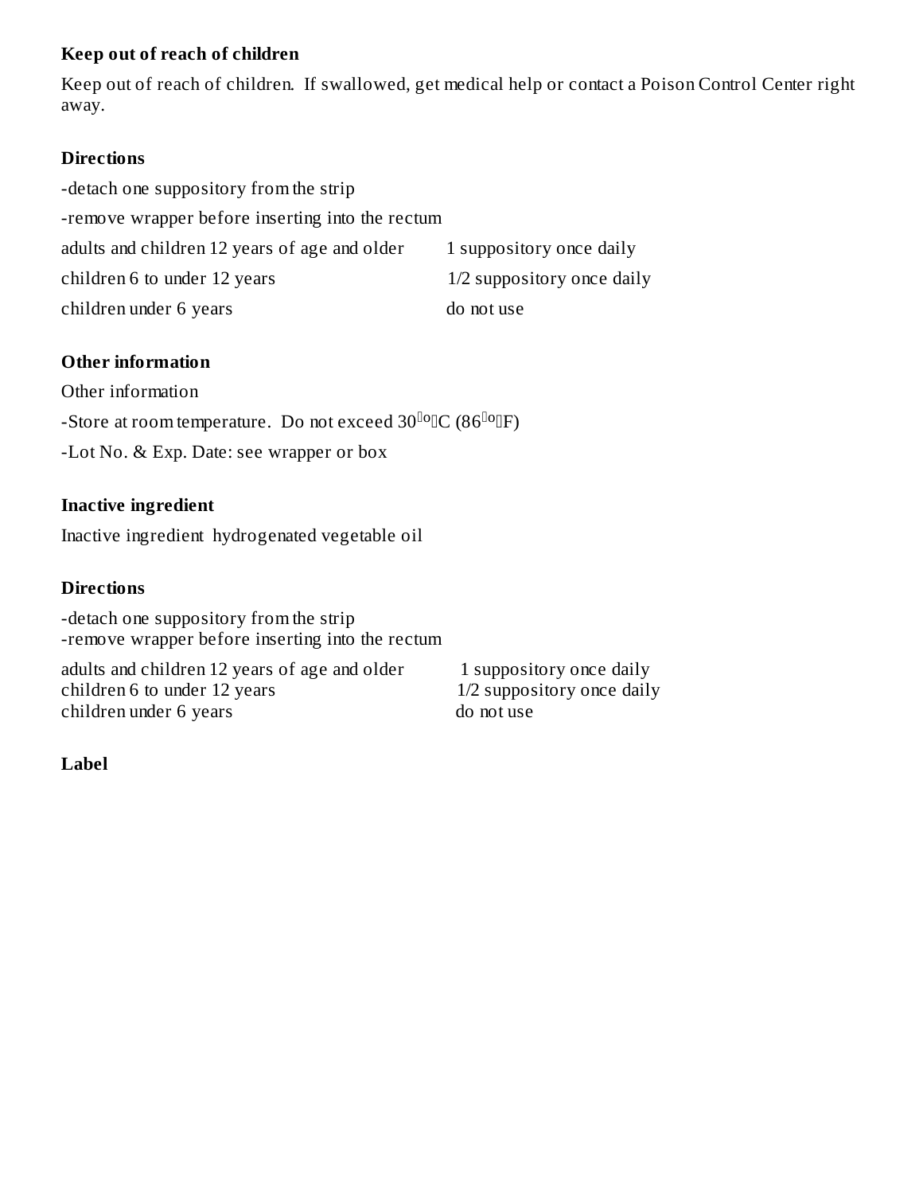## Keep out of reach of children

Keep out of reach of children. If swallowed, get medical help or contact a Poison Control Center right away.

## Directions

-detach one suppository from the strip

-remove wrapper before inserting into the rectum

| | |
|---|---|
| adults and children 12 years of age and older | 1 suppository once daily |
| children 6 to under 12 years | 1/2 suppository once daily |
| children under 6 years | do not use |

## Other information

Other information

-Store at room temperature. Do not exceed 30°C (86°F)

-Lot No. & Exp. Date: see wrapper or box

## Inactive ingredient

Inactive ingredient hydrogenated vegetable oil

## Directions

-detach one suppository from the strip
-remove wrapper before inserting into the rectum

| | |
|---|---|
| adults and children 12 years of age and older | 1 suppository once daily |
| children 6 to under 12 years | 1/2 suppository once daily |
| children under 6 years | do not use |

## Label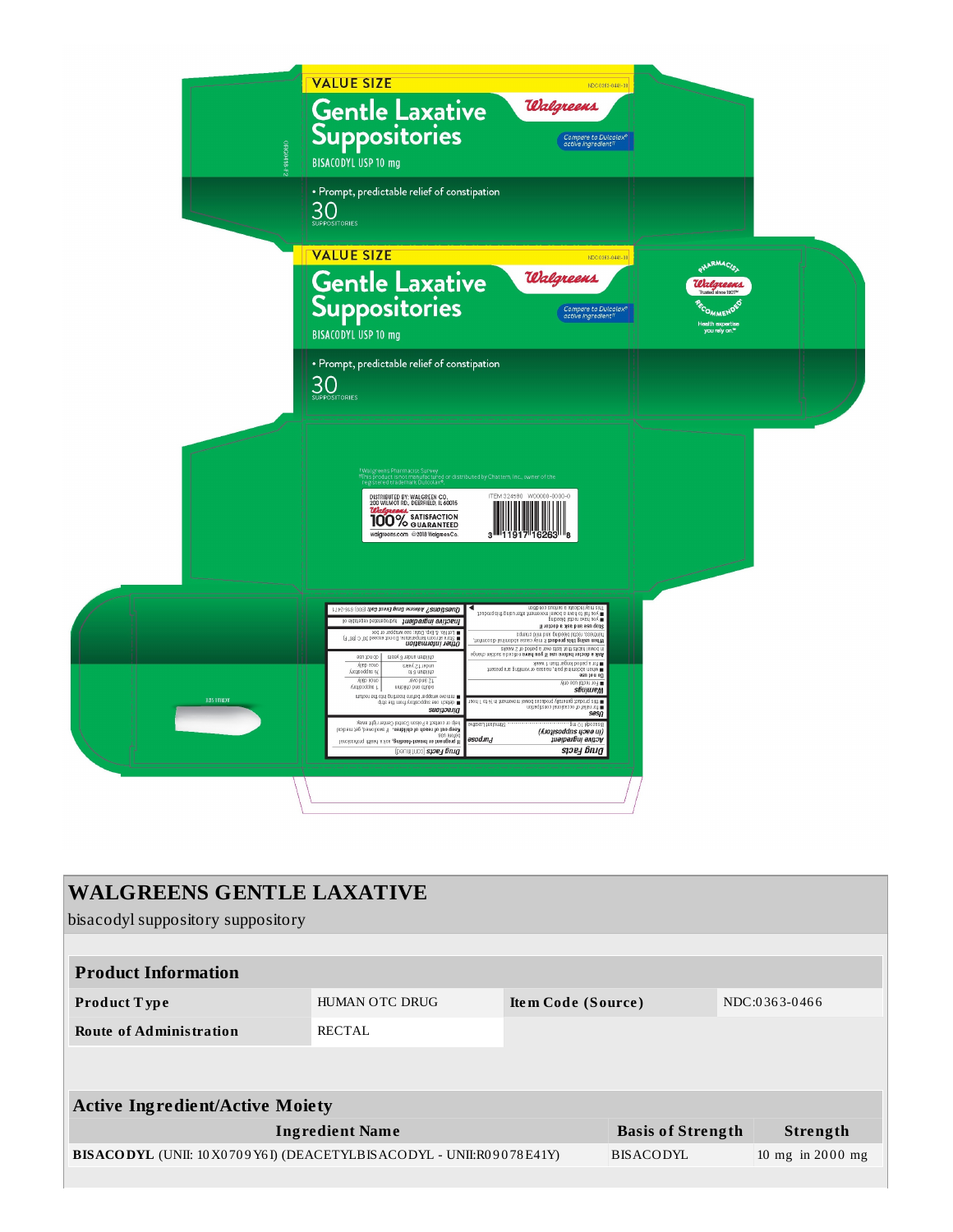VALUE SIZE

NDC 0363-0441-30

# Gentle Laxative Suppositories

Walgreens

Compare to Dulcolax® active ingredient††

BISACODYL USP 10 mg

• Prompt, predictable relief of constipation

30 SUPPOSITORIES

VALUE SIZE

NDC 0363-0441-30

# Gentle Laxative Suppositories

Walgreens

Compare to Dulcolax® active ingredient††

BISACODYL USP 10 mg

• Prompt, predictable relief of constipation

30 SUPPOSITORIES

PHARMACIST RECOMMENDED† Walgreens Trusted since 1901™

Health expertise you rely on.℠

†Walgreens Pharmacist Survey

††This product is not manufactured or distributed by Chattem, Inc., owner of the registered trademark Dulcolax®.

DISTRIBUTED BY: WALGREEN CO. 200 WILMOT RD., DEERFIELD, IL 60015

Walgreens 100% SATISFACTION GUARANTEED

walgreens.com ©2018 Walgreen Co.

ITEM 324580 W00000-0000-0

3 11917 16263 8

# WALGREENS GENTLE LAXATIVE

bisacodyl suppository suppository

| Product Information | | | |
|---|---|---|---|
| Product Type | HUMAN OTC DRUG | Item Code (Source) | NDC:0363-0466 |
| Route of Administration | RECTAL | | |

| Active Ingredient/Active Moiety | | |
|---|---|---|
| Ingredient Name | Basis of Strength | Strength |
| BISACODYL (UNII: 10X0709Y6I) (DEACETYLBISACODYL - UNII:R09078E41Y) | BISACODYL | 10 mg in 2000 mg |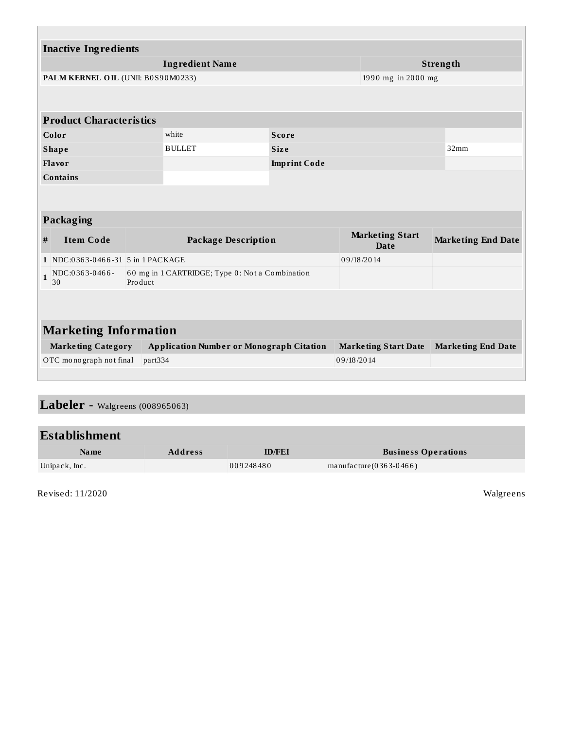| Inactive Ingredients | |
|---|---|
| **Ingredient Name** | **Strength** |
| **PALM KERNEL OIL** (UNII: B0S90M0233) | 1990 mg in 2000 mg |

| Product Characteristics | | | |
|---|---|---|---|
| **Color** | white | **Score** | |
| **Shape** | BULLET | **Size** | 32mm |
| **Flavor** | | **Imprint Code** | |
| **Contains** | | | |

| Packaging | | | | |
|---|---|---|---|---|
| **#** | **Item Code** | **Package Description** | **Marketing Start Date** | **Marketing End Date** |
| **1** | NDC:0363-0466-31 | 5 in 1 PACKAGE | 09/18/2014 | |
| **1** | NDC:0363-0466-30 | 60 mg in 1 CARTRIDGE; Type 0: Not a Combination Product | | |

| Marketing Information | | | |
|---|---|---|---|
| **Marketing Category** | **Application Number or Monograph Citation** | **Marketing Start Date** | **Marketing End Date** |
| OTC monograph not final | part334 | 09/18/2014 | |

## Labeler - Walgreens (008965063)

## Establishment

| Name | Address | ID/FEI | Business Operations |
|---|---|---|---|
| Unipack, Inc. | | 009248480 | manufacture(0363-0466) |

Revised: 11/2020

Walgreens